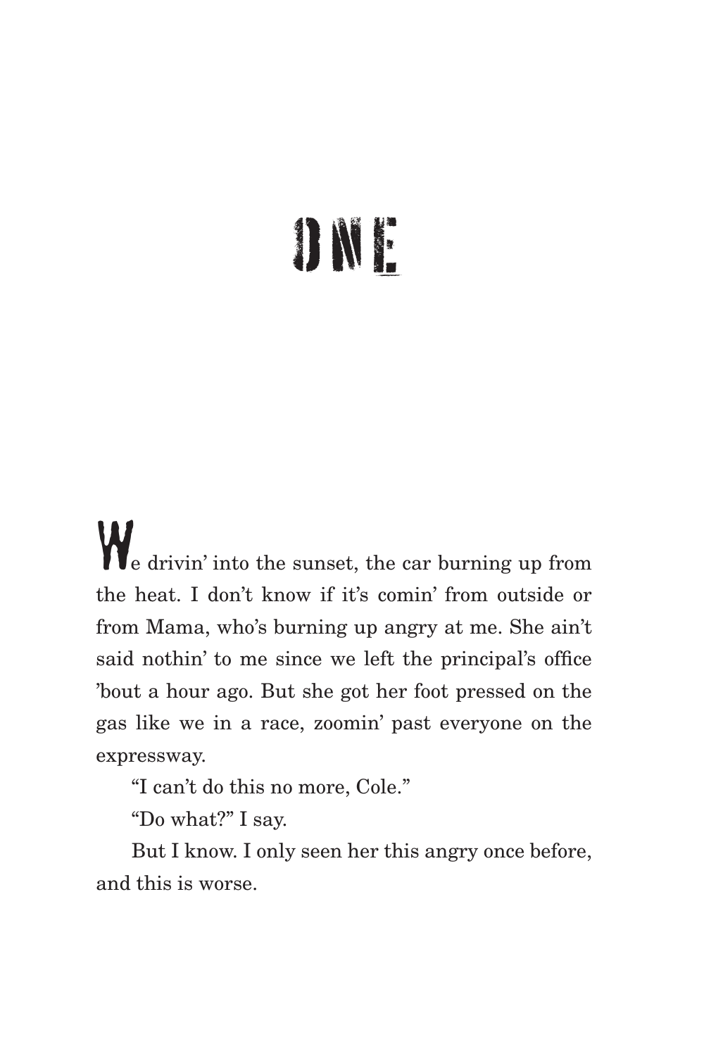# ONE

We drivin' into the sunset, the car burning up from the heat. I don't know if it's comin' from outside or from Mama, who's burning up angry at me. She ain't said nothin' to me since we left the principal's office 'bout a hour ago. But she got her foot pressed on the gas like we in a race, zoomin' past everyone on the expressway.

"I can't do this no more, Cole."

"Do what?" I say.

But I know. I only seen her this angry once before, and this is worse.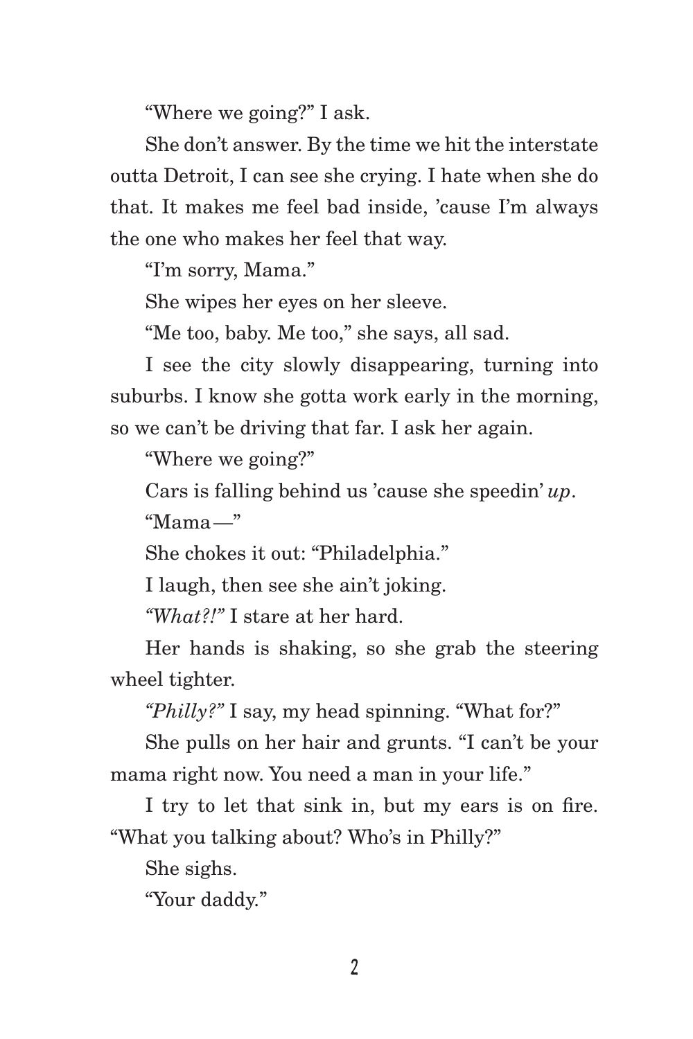"Where we going?" I ask.

She don't answer. By the time we hit the interstate outta Detroit, I can see she crying. I hate when she do that. It makes me feel bad inside, 'cause I'm always the one who makes her feel that way.

"I'm sorry, Mama."

She wipes her eyes on her sleeve.

"Me too, baby. Me too," she says, all sad.

I see the city slowly disappearing, turning into suburbs. I know she gotta work early in the morning, so we can't be driving that far. I ask her again.

"Where we going?"

Cars is falling behind us 'cause she speedin' *up*.

"Mama—"

She chokes it out: "Philadelphia."

I laugh, then see she ain't joking.

*"What?!"* I stare at her hard.

Her hands is shaking, so she grab the steering wheel tighter.

*"Philly?"* I say, my head spinning. "What for?"

She pulls on her hair and grunts. "I can't be your mama right now. You need a man in your life."

I try to let that sink in, but my ears is on fire. "What you talking about? Who's in Philly?"

She sighs.

"Your daddy."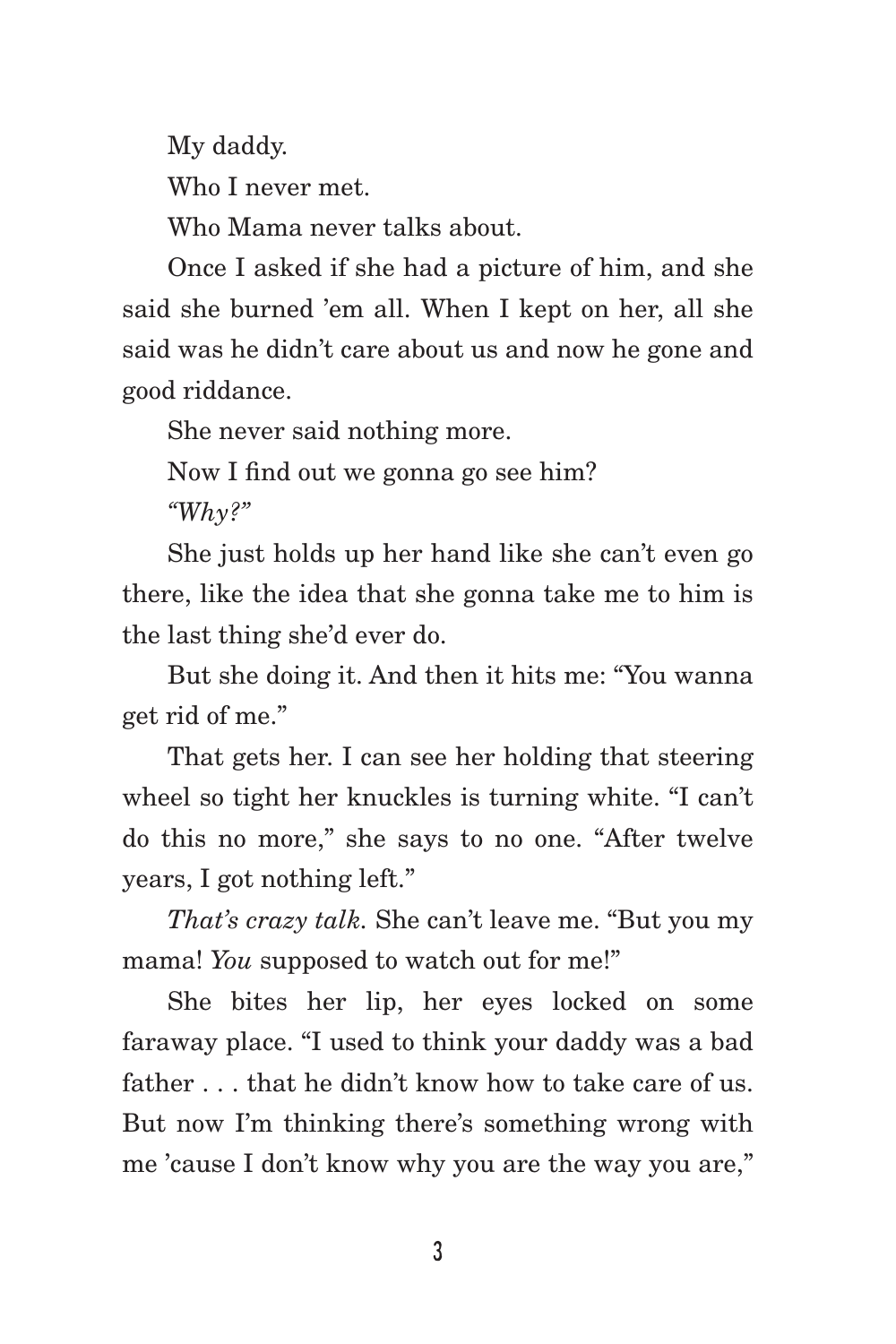My daddy.

Who I never met.

Who Mama never talks about.

Once I asked if she had a picture of him, and she said she burned 'em all. When I kept on her, all she said was he didn't care about us and now he gone and good riddance.

She never said nothing more.

Now I find out we gonna go see him?

*"Why?"*

She just holds up her hand like she can't even go there, like the idea that she gonna take me to him is the last thing she'd ever do.

But she doing it. And then it hits me: "You wanna get rid of me."

That gets her. I can see her holding that steering wheel so tight her knuckles is turning white. "I can't do this no more," she says to no one. "After twelve years, I got nothing left."

*That's crazy talk.* She can't leave me. "But you my mama! *You* supposed to watch out for me!"

She bites her lip, her eyes locked on some faraway place. "I used to think your daddy was a bad father . . . that he didn't know how to take care of us. But now I'm thinking there's something wrong with me 'cause I don't know why you are the way you are,"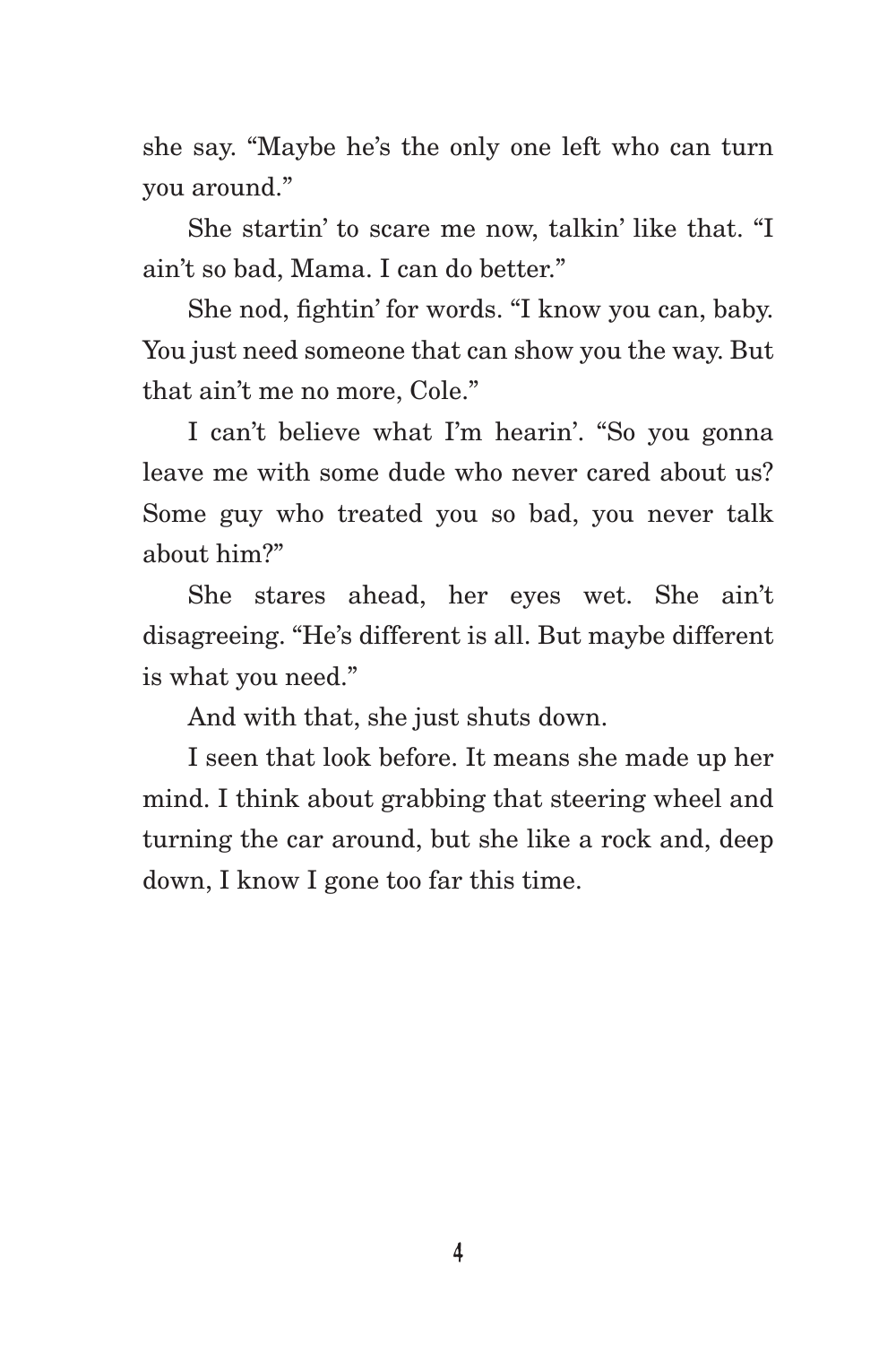she say. "Maybe he's the only one left who can turn you around."

She startin' to scare me now, talkin' like that. "I ain't so bad, Mama. I can do better."

She nod, fightin' for words. "I know you can, baby. You just need someone that can show you the way. But that ain't me no more, Cole."

I can't believe what I'm hearin'. "So you gonna leave me with some dude who never cared about us? Some guy who treated you so bad, you never talk about him?"

She stares ahead, her eyes wet. She ain't disagreeing. "He's different is all. But maybe different is what you need."

And with that, she just shuts down.

I seen that look before. It means she made up her mind. I think about grabbing that steering wheel and turning the car around, but she like a rock and, deep down, I know I gone too far this time.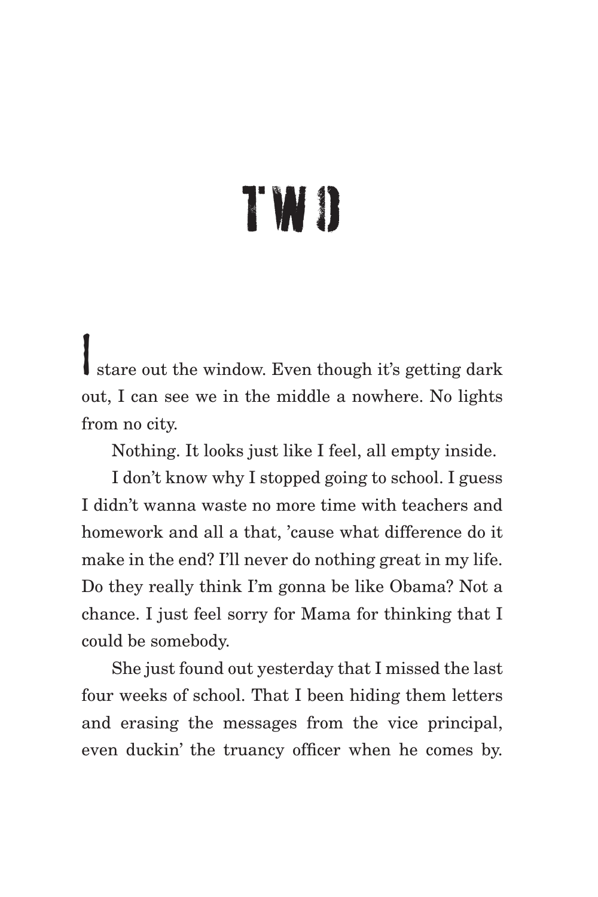# TWO

I stare out the window. Even though it's getting dark out, I can see we in the middle a nowhere. No lights from no city.

Nothing. It looks just like I feel, all empty inside.

I don't know why I stopped going to school. I guess I didn't wanna waste no more time with teachers and homework and all a that, 'cause what difference do it make in the end? I'll never do nothing great in my life. Do they really think I'm gonna be like Obama? Not a chance. I just feel sorry for Mama for thinking that I could be somebody.

She just found out yesterday that I missed the last four weeks of school. That I been hiding them letters and erasing the messages from the vice principal, even duckin' the truancy officer when he comes by.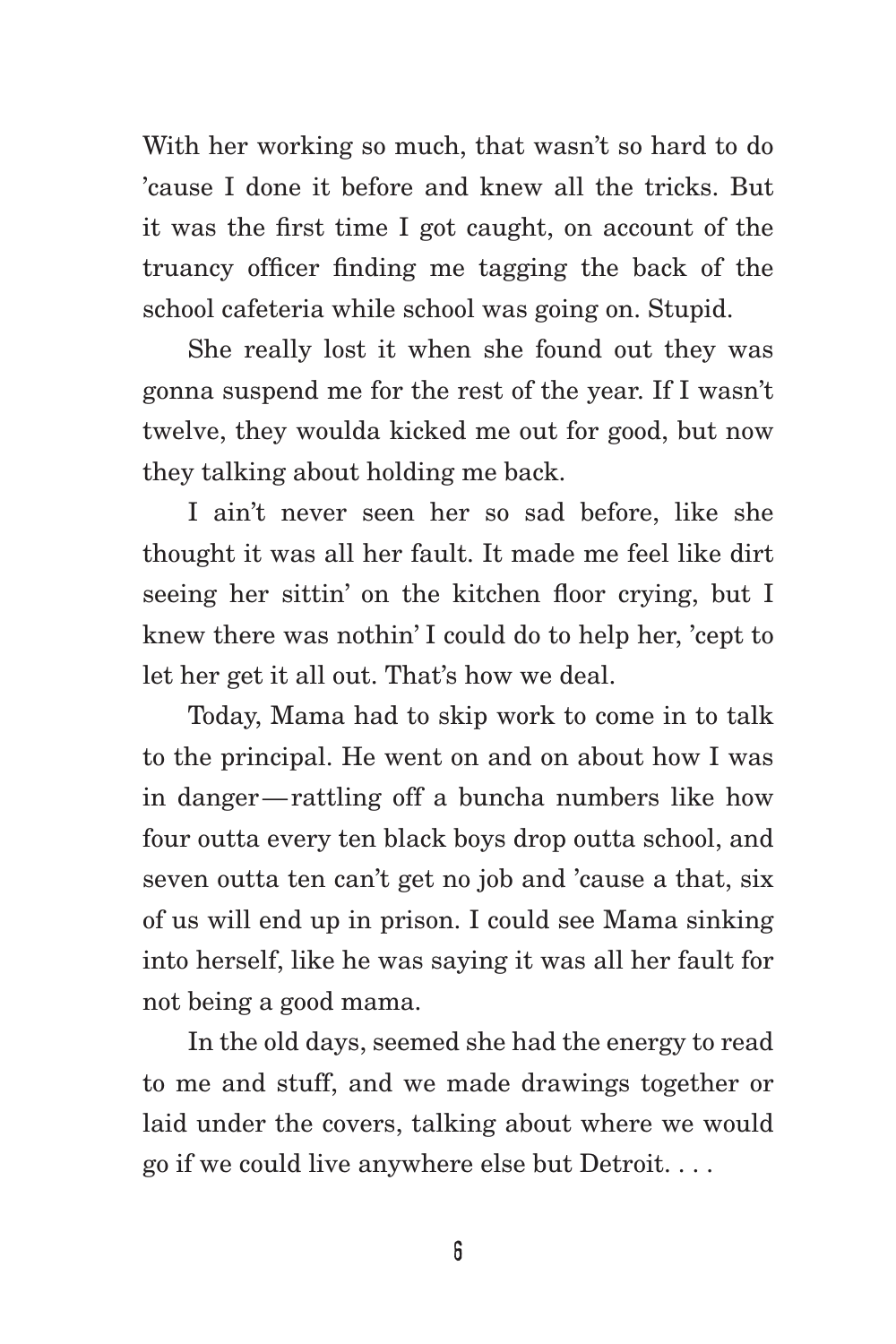With her working so much, that wasn't so hard to do 'cause I done it before and knew all the tricks. But it was the first time I got caught, on account of the truancy officer finding me tagging the back of the school cafeteria while school was going on. Stupid.

She really lost it when she found out they was gonna suspend me for the rest of the year. If I wasn't twelve, they woulda kicked me out for good, but now they talking about holding me back.

I ain't never seen her so sad before, like she thought it was all her fault. It made me feel like dirt seeing her sittin' on the kitchen floor crying, but I knew there was nothin' I could do to help her, 'cept to let her get it all out. That's how we deal.

Today, Mama had to skip work to come in to talk to the principal. He went on and on about how I was in danger—rattling off a buncha numbers like how four outta every ten black boys drop outta school, and seven outta ten can't get no job and 'cause a that, six of us will end up in prison. I could see Mama sinking into herself, like he was saying it was all her fault for not being a good mama.

In the old days, seemed she had the energy to read to me and stuff, and we made drawings together or laid under the covers, talking about where we would go if we could live anywhere else but Detroit. . . .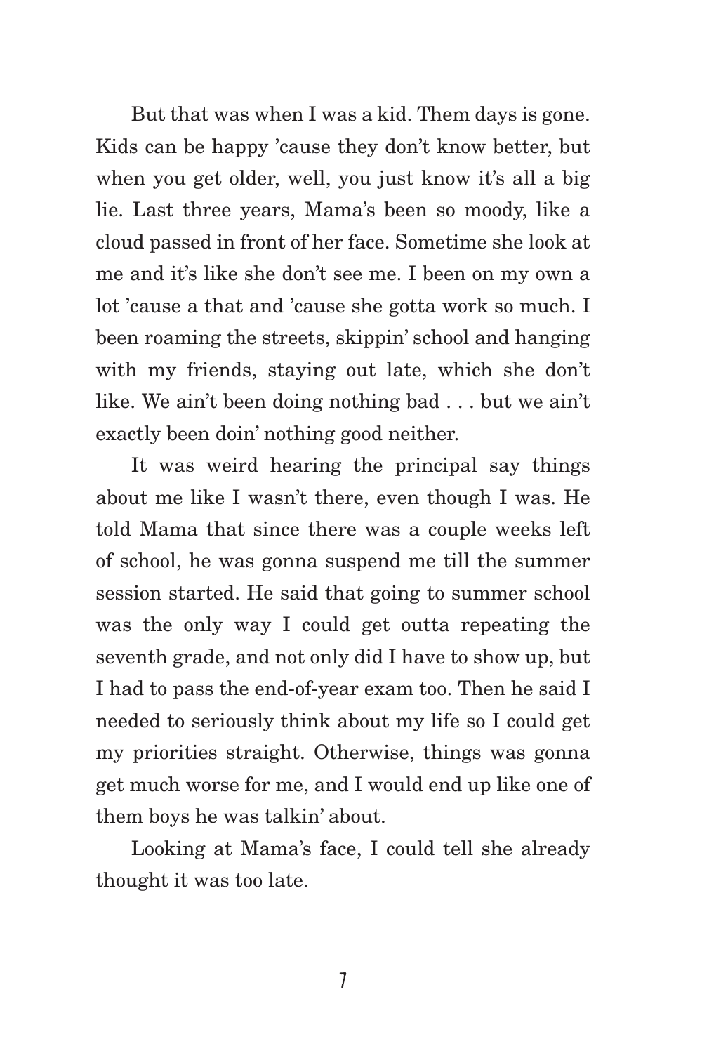But that was when I was a kid. Them days is gone. Kids can be happy 'cause they don't know better, but when you get older, well, you just know it's all a big lie. Last three years, Mama's been so moody, like a cloud passed in front of her face. Sometime she look at me and it's like she don't see me. I been on my own a lot 'cause a that and 'cause she gotta work so much. I been roaming the streets, skippin' school and hanging with my friends, staying out late, which she don't like. We ain't been doing nothing bad . . . but we ain't exactly been doin' nothing good neither.

It was weird hearing the principal say things about me like I wasn't there, even though I was. He told Mama that since there was a couple weeks left of school, he was gonna suspend me till the summer session started. He said that going to summer school was the only way I could get outta repeating the seventh grade, and not only did I have to show up, but I had to pass the end-of-year exam too. Then he said I needed to seriously think about my life so I could get my priorities straight. Otherwise, things was gonna get much worse for me, and I would end up like one of them boys he was talkin' about.

Looking at Mama's face, I could tell she already thought it was too late.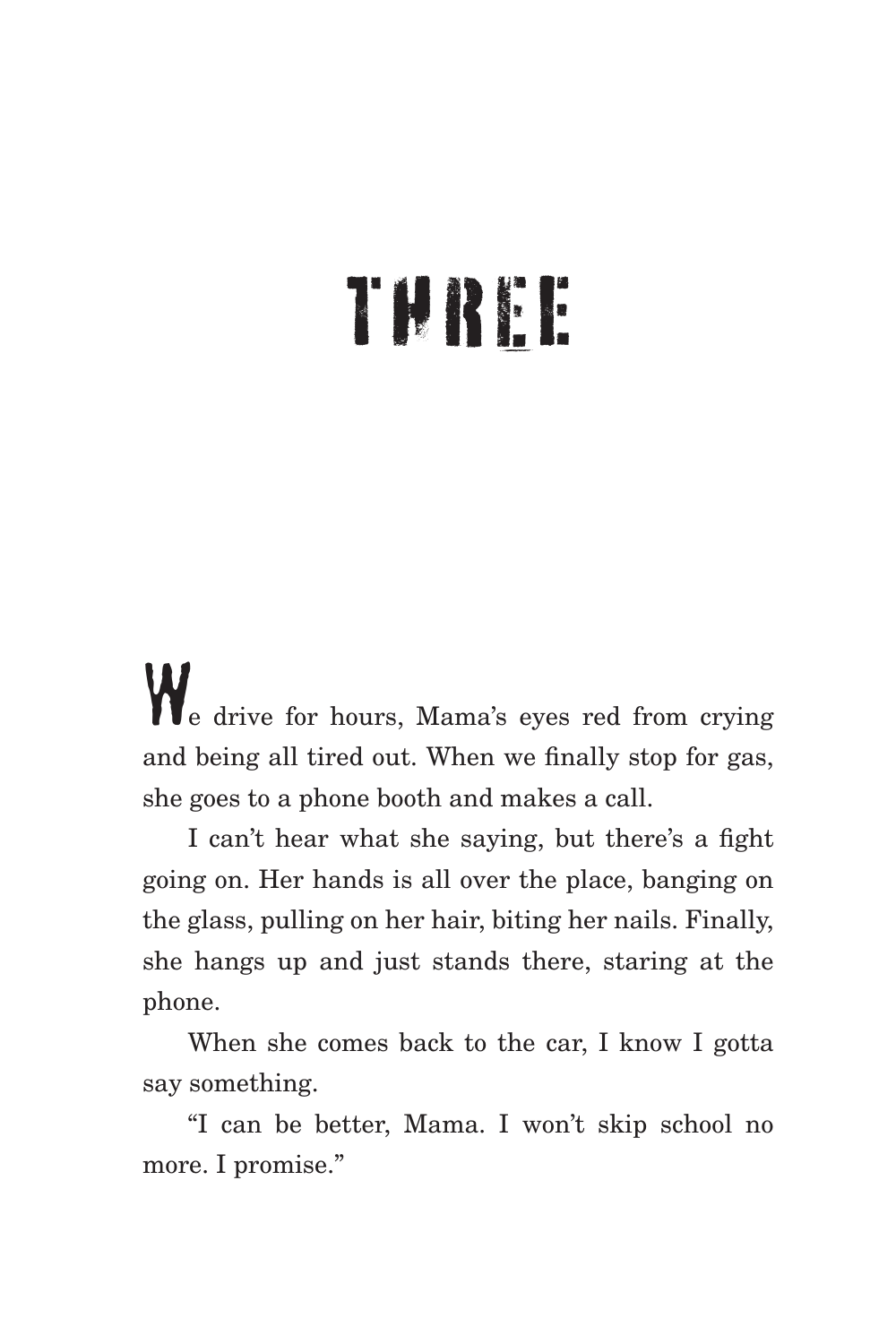# THREE

We drive for hours, Mama's eyes red from crying and being all tired out. When we finally stop for gas, she goes to a phone booth and makes a call.

I can't hear what she saying, but there's a fight going on. Her hands is all over the place, banging on the glass, pulling on her hair, biting her nails. Finally, she hangs up and just stands there, staring at the phone.

When she comes back to the car, I know I gotta say something.

"I can be better, Mama. I won't skip school no more. I promise."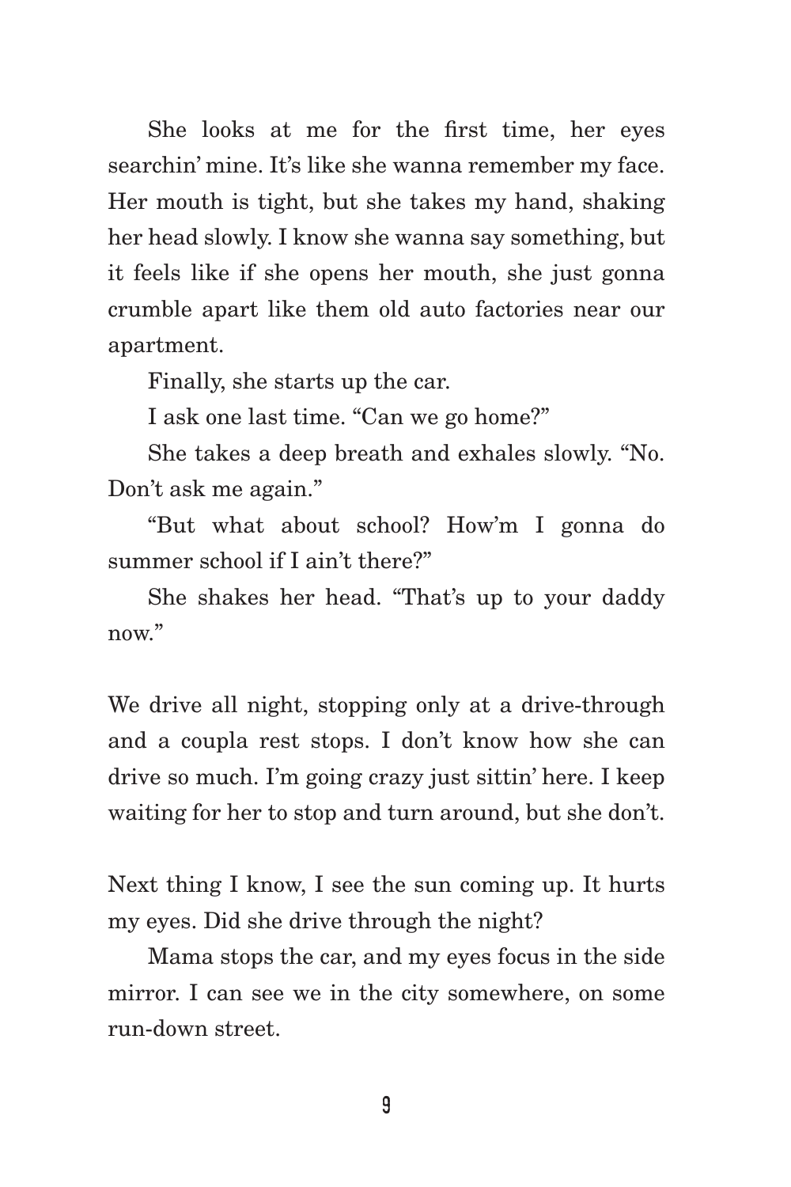She looks at me for the first time, her eyes searchin' mine. It's like she wanna remember my face. Her mouth is tight, but she takes my hand, shaking her head slowly. I know she wanna say something, but it feels like if she opens her mouth, she just gonna crumble apart like them old auto factories near our apartment.

Finally, she starts up the car.

I ask one last time. "Can we go home?"

She takes a deep breath and exhales slowly. "No. Don't ask me again."

"But what about school? How'm I gonna do summer school if I ain't there?"

She shakes her head. "That's up to your daddy now."

We drive all night, stopping only at a drive-through and a coupla rest stops. I don't know how she can drive so much. I'm going crazy just sittin' here. I keep waiting for her to stop and turn around, but she don't.

Next thing I know, I see the sun coming up. It hurts my eyes. Did she drive through the night?

Mama stops the car, and my eyes focus in the side mirror. I can see we in the city somewhere, on some run-down street.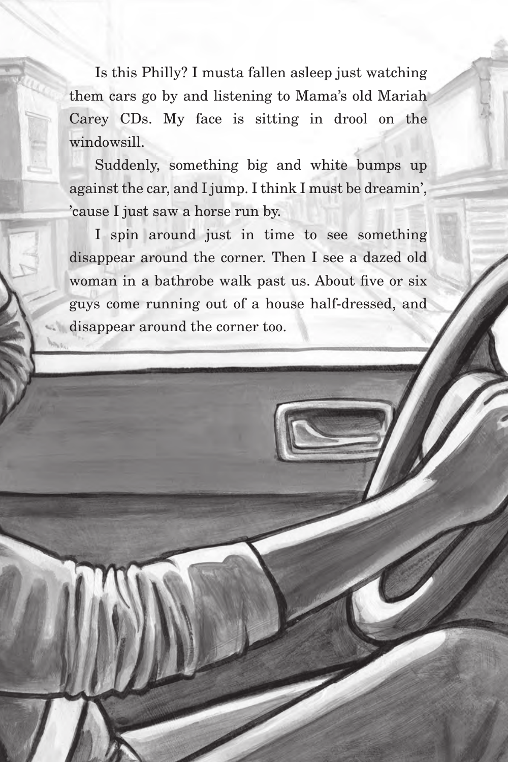Is this Philly? I musta fallen asleep just watching them cars go by and listening to Mama's old Mariah Carey CDs. My face is sitting in drool on the windowsill.

Suddenly, something big and white bumps up against the car, and I jump. I think I must be dreamin', 'cause I just saw a horse run by.

I spin around just in time to see something disappear around the corner. Then I see a dazed old woman in a bathrobe walk past us. About five or six guys come running out of a house half-dressed, and disappear around the corner too.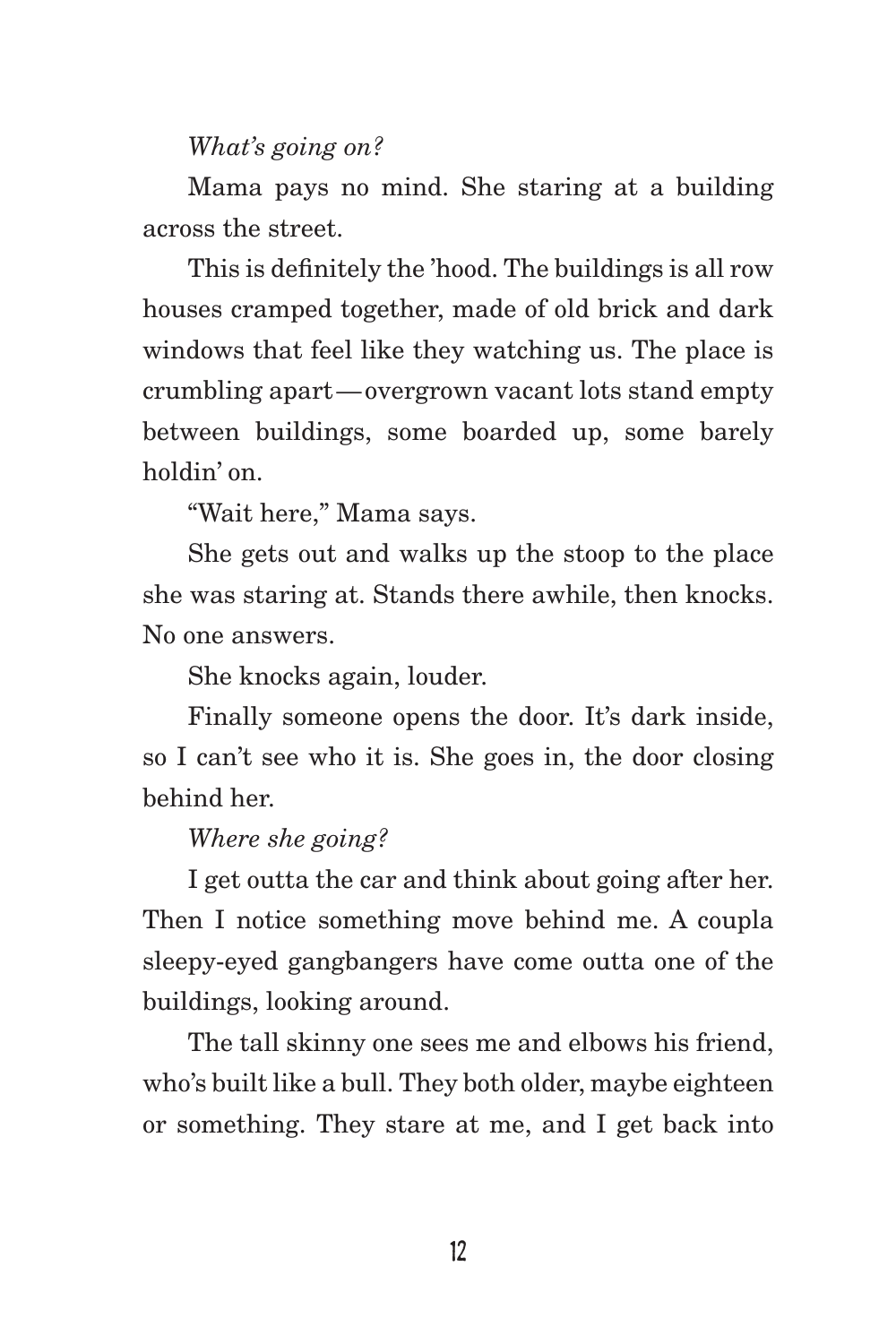*What's going on?*

Mama pays no mind. She staring at a building across the street.

This is definitely the 'hood. The buildings is all row houses cramped together, made of old brick and dark windows that feel like they watching us. The place is crumbling apart—overgrown vacant lots stand empty between buildings, some boarded up, some barely holdin' on.

"Wait here," Mama says.

She gets out and walks up the stoop to the place she was staring at. Stands there awhile, then knocks. No one answers.

She knocks again, louder.

Finally someone opens the door. It's dark inside, so I can't see who it is. She goes in, the door closing behind her.

*Where she going?*

I get outta the car and think about going after her. Then I notice something move behind me. A coupla sleepy-eyed gangbangers have come outta one of the buildings, looking around.

The tall skinny one sees me and elbows his friend, who's built like a bull. They both older, maybe eighteen or something. They stare at me, and I get back into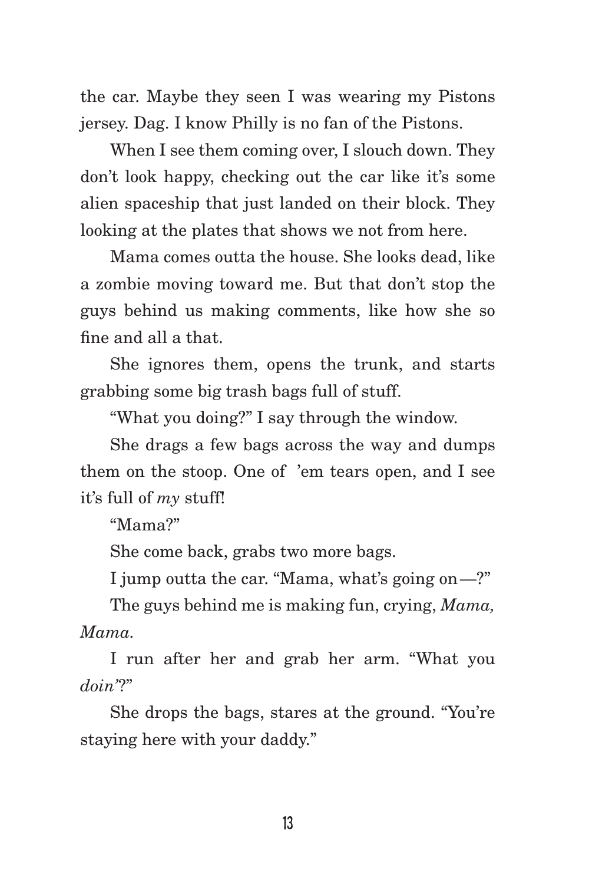the car. Maybe they seen I was wearing my Pistons jersey. Dag. I know Philly is no fan of the Pistons.

When I see them coming over, I slouch down. They don't look happy, checking out the car like it's some alien spaceship that just landed on their block. They looking at the plates that shows we not from here.

Mama comes outta the house. She looks dead, like a zombie moving toward me. But that don't stop the guys behind us making comments, like how she so fine and all a that.

She ignores them, opens the trunk, and starts grabbing some big trash bags full of stuff.

"What you doing?" I say through the window.

She drags a few bags across the way and dumps them on the stoop. One of 'em tears open, and I see it's full of *my* stuff!

"Mama?"

She come back, grabs two more bags.

I jump outta the car. "Mama, what's going on—?"

The guys behind me is making fun, crying, *Mama, Mama*.

I run after her and grab her arm. "What you *doin'*?"

She drops the bags, stares at the ground. "You're staying here with your daddy."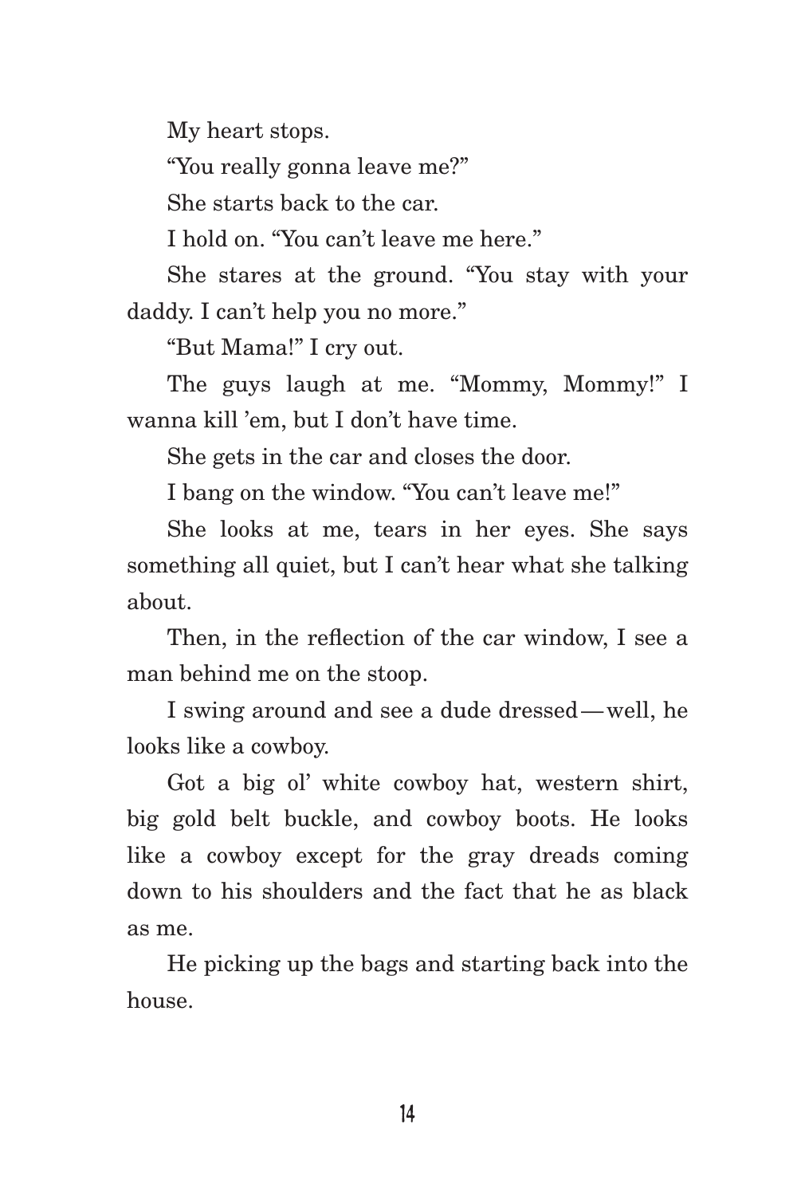My heart stops.

"You really gonna leave me?"

She starts back to the car.

I hold on. "You can't leave me here."

She stares at the ground. "You stay with your daddy. I can't help you no more."

"But Mama!" I cry out.

The guys laugh at me. "Mommy, Mommy!" I wanna kill 'em, but I don't have time.

She gets in the car and closes the door.

I bang on the window. "You can't leave me!"

She looks at me, tears in her eyes. She says something all quiet, but I can't hear what she talking about.

Then, in the reflection of the car window, I see a man behind me on the stoop.

I swing around and see a dude dressed—well, he looks like a cowboy.

Got a big ol' white cowboy hat, western shirt, big gold belt buckle, and cowboy boots. He looks like a cowboy except for the gray dreads coming down to his shoulders and the fact that he as black as me.

He picking up the bags and starting back into the house.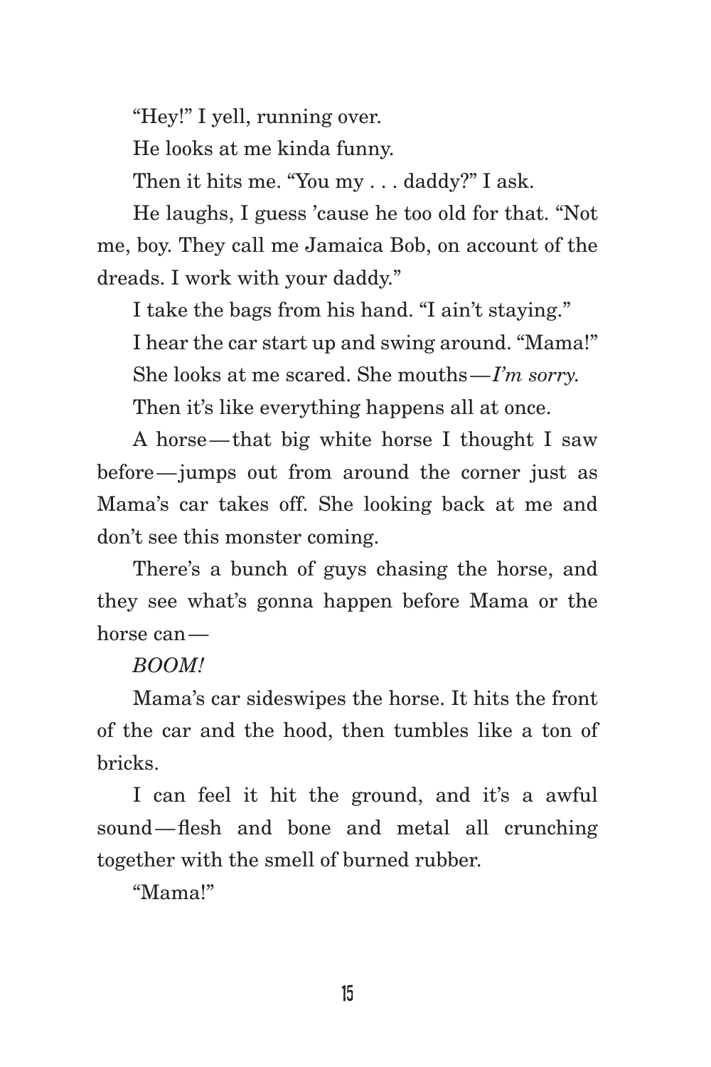"Hey!" I yell, running over.

He looks at me kinda funny.

Then it hits me. "You my . . . daddy?" I ask.

He laughs, I guess 'cause he too old for that. "Not me, boy. They call me Jamaica Bob, on account of the dreads. I work with your daddy."

I take the bags from his hand. "I ain't staying."

I hear the car start up and swing around. "Mama!"

She looks at me scared. She mouths—*I'm sorry.*

Then it's like everything happens all at once.

A horse—that big white horse I thought I saw before—jumps out from around the corner just as Mama's car takes off. She looking back at me and don't see this monster coming.

There's a bunch of guys chasing the horse, and they see what's gonna happen before Mama or the horse can—

*BOOM!*

Mama's car sideswipes the horse. It hits the front of the car and the hood, then tumbles like a ton of bricks.

I can feel it hit the ground, and it's a awful sound—flesh and bone and metal all crunching together with the smell of burned rubber.

"Mama!"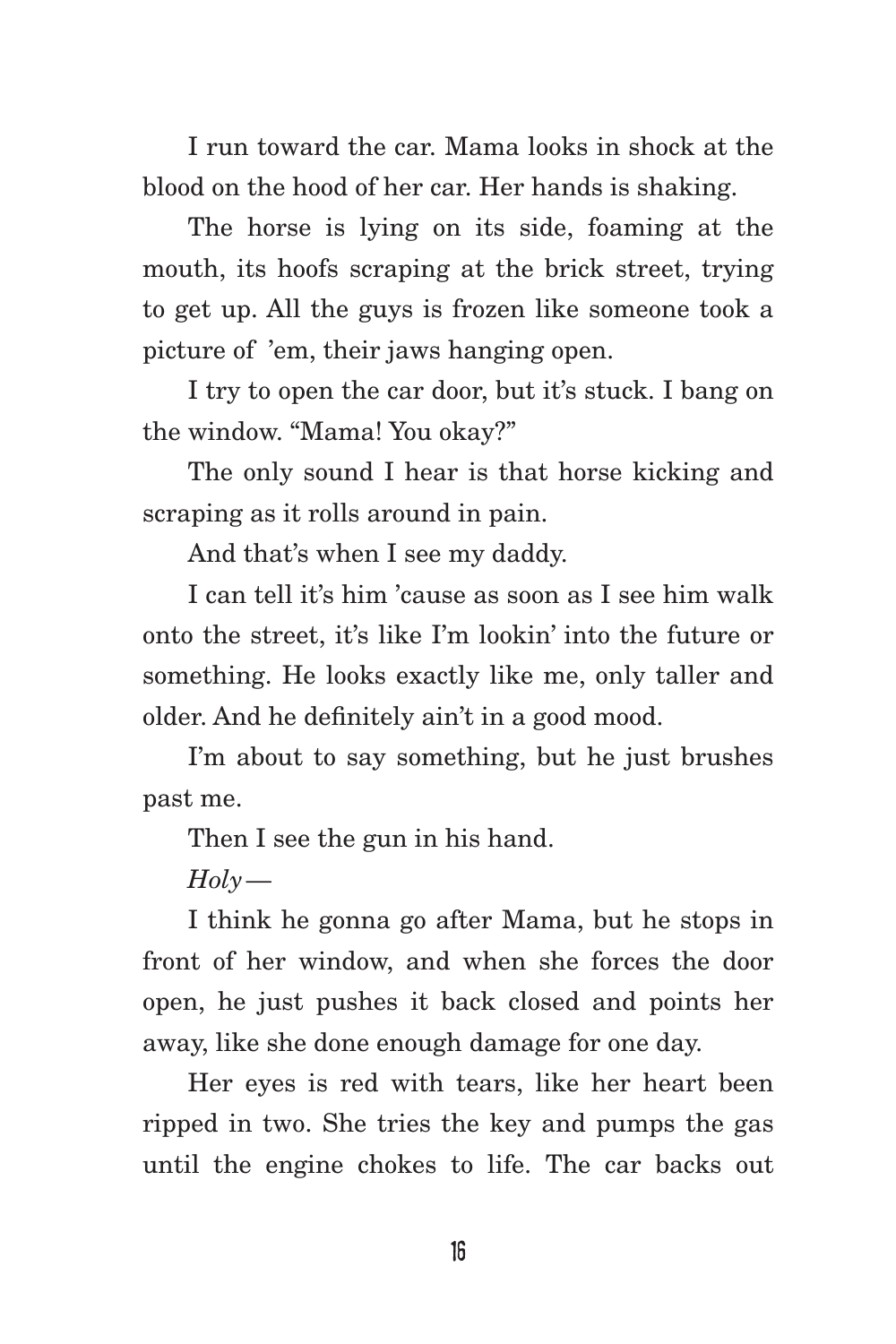I run toward the car. Mama looks in shock at the blood on the hood of her car. Her hands is shaking.

The horse is lying on its side, foaming at the mouth, its hoofs scraping at the brick street, trying to get up. All the guys is frozen like someone took a picture of 'em, their jaws hanging open.

I try to open the car door, but it's stuck. I bang on the window. "Mama! You okay?"

The only sound I hear is that horse kicking and scraping as it rolls around in pain.

And that's when I see my daddy.

I can tell it's him 'cause as soon as I see him walk onto the street, it's like I'm lookin' into the future or something. He looks exactly like me, only taller and older. And he definitely ain't in a good mood.

I'm about to say something, but he just brushes past me.

Then I see the gun in his hand.

*Holy*—

I think he gonna go after Mama, but he stops in front of her window, and when she forces the door open, he just pushes it back closed and points her away, like she done enough damage for one day.

Her eyes is red with tears, like her heart been ripped in two. She tries the key and pumps the gas until the engine chokes to life. The car backs out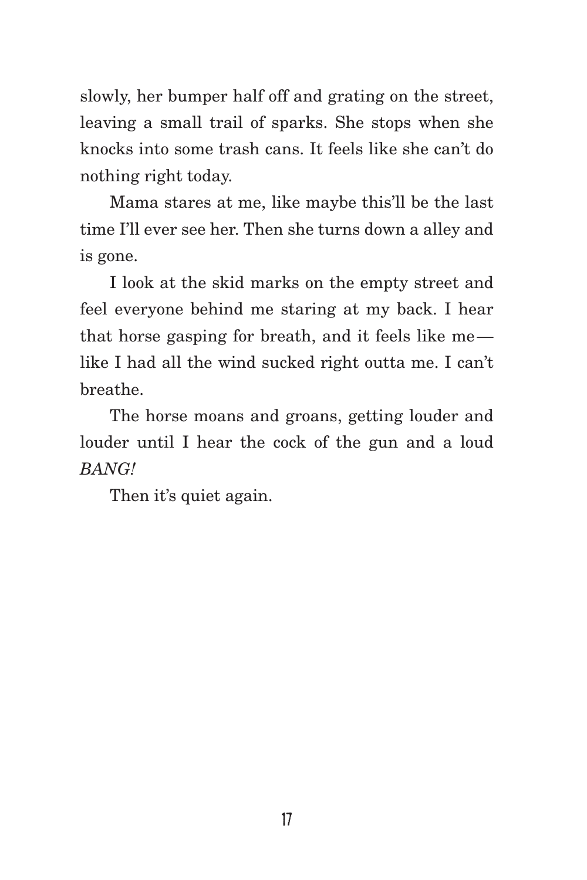slowly, her bumper half off and grating on the street, leaving a small trail of sparks. She stops when she knocks into some trash cans. It feels like she can't do nothing right today.

Mama stares at me, like maybe this'll be the last time I'll ever see her. Then she turns down a alley and is gone.

I look at the skid marks on the empty street and feel everyone behind me staring at my back. I hear that horse gasping for breath, and it feels like me—like I had all the wind sucked right outta me. I can't breathe.

The horse moans and groans, getting louder and louder until I hear the cock of the gun and a loud *BANG!*

Then it's quiet again.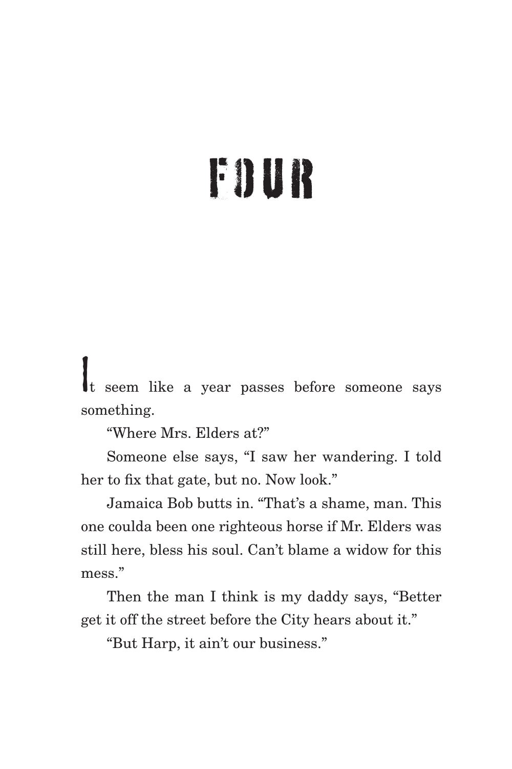# FOUR

It seem like a year passes before someone says something.

"Where Mrs. Elders at?"

Someone else says, "I saw her wandering. I told her to fix that gate, but no. Now look."

Jamaica Bob butts in. "That's a shame, man. This one coulda been one righteous horse if Mr. Elders was still here, bless his soul. Can't blame a widow for this mess."

Then the man I think is my daddy says, "Better get it off the street before the City hears about it."

"But Harp, it ain't our business."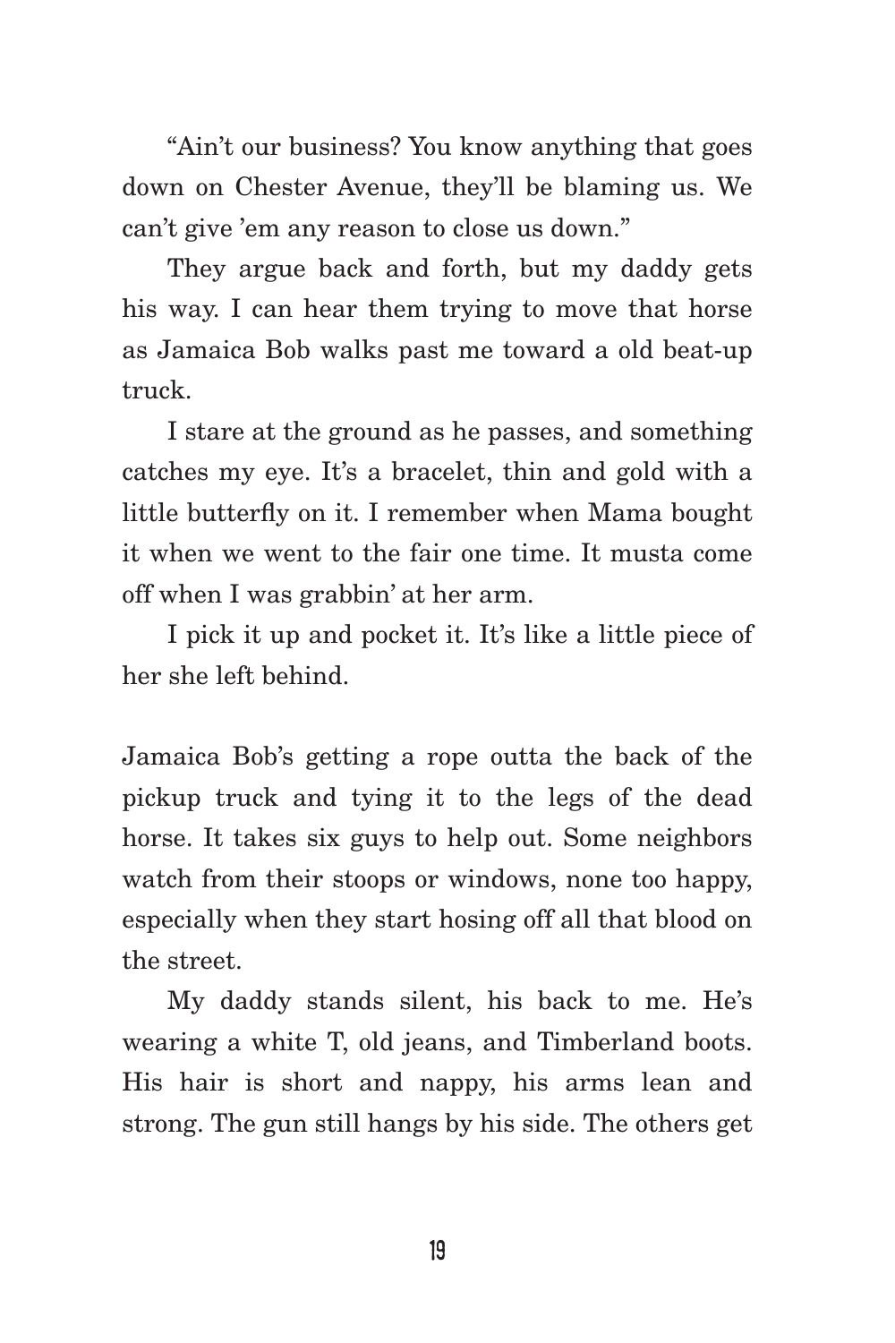"Ain't our business? You know anything that goes down on Chester Avenue, they'll be blaming us. We can't give 'em any reason to close us down."

They argue back and forth, but my daddy gets his way. I can hear them trying to move that horse as Jamaica Bob walks past me toward a old beat-up truck.

I stare at the ground as he passes, and something catches my eye. It's a bracelet, thin and gold with a little butterfly on it. I remember when Mama bought it when we went to the fair one time. It musta come off when I was grabbin' at her arm.

I pick it up and pocket it. It's like a little piece of her she left behind.

Jamaica Bob's getting a rope outta the back of the pickup truck and tying it to the legs of the dead horse. It takes six guys to help out. Some neighbors watch from their stoops or windows, none too happy, especially when they start hosing off all that blood on the street.

My daddy stands silent, his back to me. He's wearing a white T, old jeans, and Timberland boots. His hair is short and nappy, his arms lean and strong. The gun still hangs by his side. The others get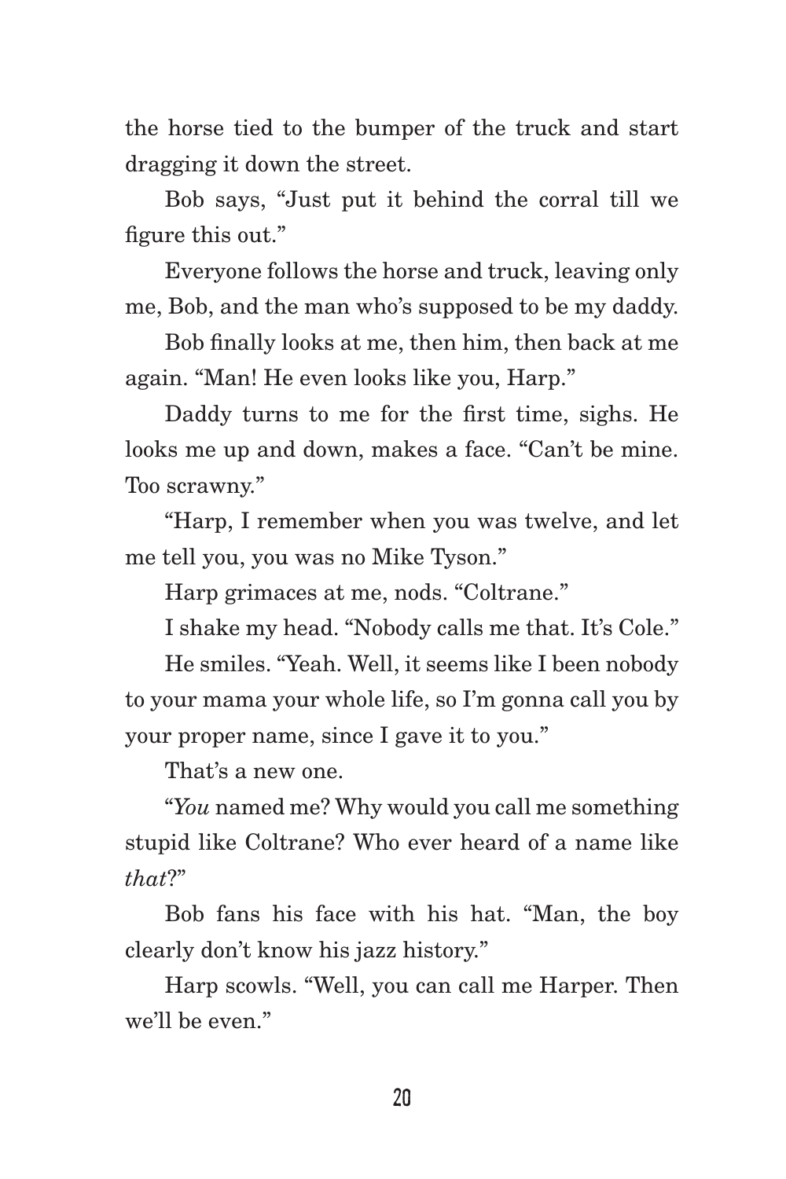the horse tied to the bumper of the truck and start dragging it down the street.

Bob says, "Just put it behind the corral till we figure this out."

Everyone follows the horse and truck, leaving only me, Bob, and the man who's supposed to be my daddy.

Bob finally looks at me, then him, then back at me again. "Man! He even looks like you, Harp."

Daddy turns to me for the first time, sighs. He looks me up and down, makes a face. "Can't be mine. Too scrawny."

"Harp, I remember when you was twelve, and let me tell you, you was no Mike Tyson."

Harp grimaces at me, nods. "Coltrane."

I shake my head. "Nobody calls me that. It's Cole."

He smiles. "Yeah. Well, it seems like I been nobody to your mama your whole life, so I'm gonna call you by your proper name, since I gave it to you."

That's a new one.

"*You* named me? Why would you call me something stupid like Coltrane? Who ever heard of a name like *that*?"

Bob fans his face with his hat. "Man, the boy clearly don't know his jazz history."

Harp scowls. "Well, you can call me Harper. Then we'll be even."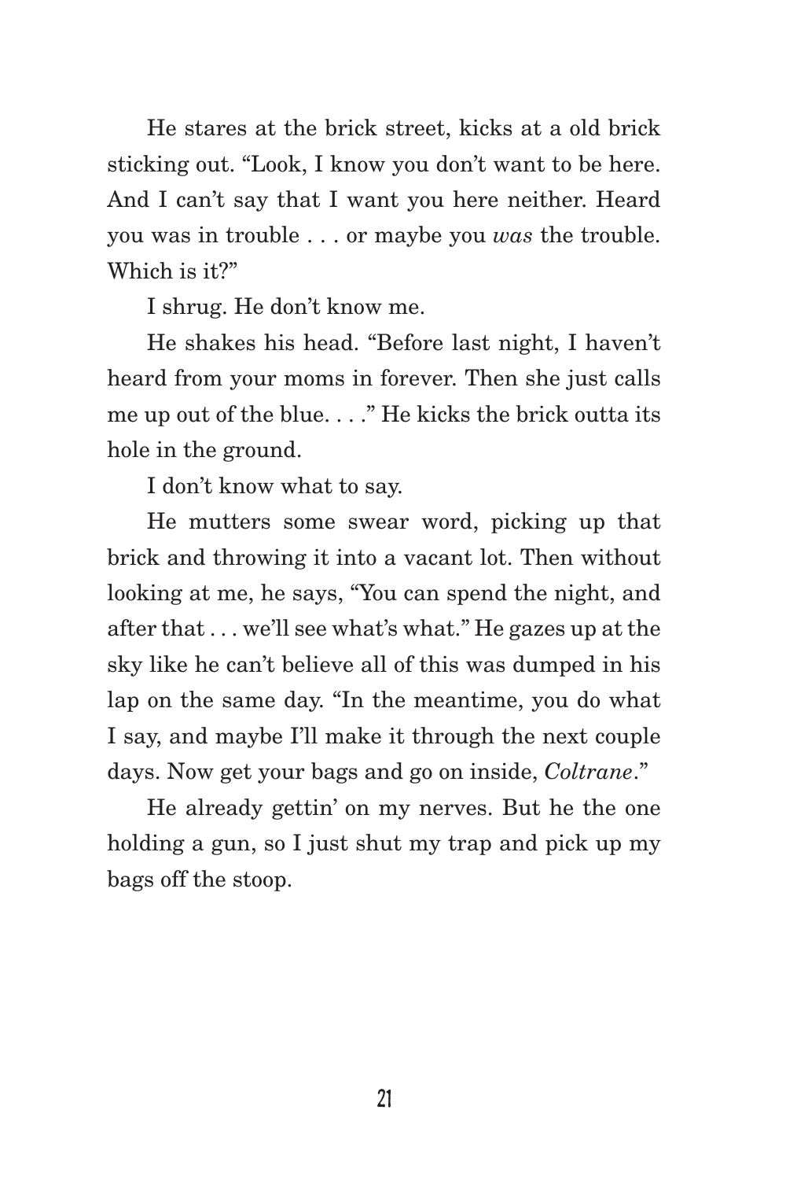He stares at the brick street, kicks at a old brick sticking out. "Look, I know you don't want to be here. And I can't say that I want you here neither. Heard you was in trouble . . . or maybe you *was* the trouble. Which is it?"

I shrug. He don't know me.

He shakes his head. "Before last night, I haven't heard from your moms in forever. Then she just calls me up out of the blue. . . ." He kicks the brick outta its hole in the ground.

I don't know what to say.

He mutters some swear word, picking up that brick and throwing it into a vacant lot. Then without looking at me, he says, "You can spend the night, and after that . . . we'll see what's what." He gazes up at the sky like he can't believe all of this was dumped in his lap on the same day. "In the meantime, you do what I say, and maybe I'll make it through the next couple days. Now get your bags and go on inside, *Coltrane*."

He already gettin' on my nerves. But he the one holding a gun, so I just shut my trap and pick up my bags off the stoop.